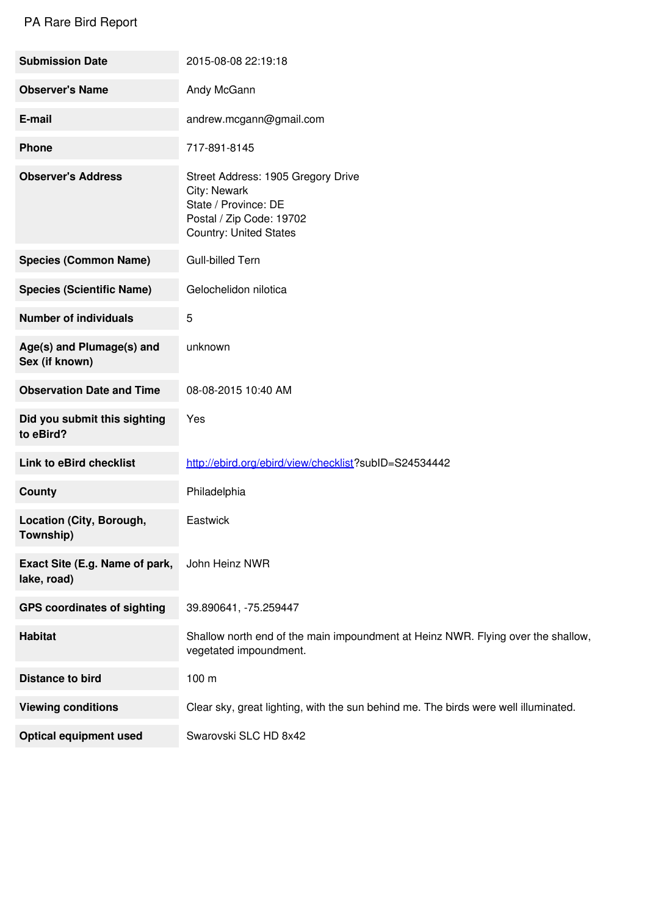PA Rare Bird Report

| | |
|---|---|
| **Submission Date** | 2015-08-08 22:19:18 |
| **Observer's Name** | Andy McGann |
| **E-mail** | andrew.mcgann@gmail.com |
| **Phone** | 717-891-8145 |
| **Observer's Address** | Street Address: 1905 Gregory Drive<br>City: Newark<br>State / Province: DE<br>Postal / Zip Code: 19702<br>Country: United States |
| **Species (Common Name)** | Gull-billed Tern |
| **Species (Scientific Name)** | Gelochelidon nilotica |
| **Number of individuals** | 5 |
| **Age(s) and Plumage(s) and Sex (if known)** | unknown |
| **Observation Date and Time** | 08-08-2015 10:40 AM |
| **Did you submit this sighting to eBird?** | Yes |
| **Link to eBird checklist** | http://ebird.org/ebird/view/checklist?subID=S24534442 |
| **County** | Philadelphia |
| **Location (City, Borough, Township)** | Eastwick |
| **Exact Site (E.g. Name of park, lake, road)** | John Heinz NWR |
| **GPS coordinates of sighting** | 39.890641, -75.259447 |
| **Habitat** | Shallow north end of the main impoundment at Heinz NWR. Flying over the shallow, vegetated impoundment. |
| **Distance to bird** | 100 m |
| **Viewing conditions** | Clear sky, great lighting, with the sun behind me. The birds were well illuminated. |
| **Optical equipment used** | Swarovski SLC HD 8x42 |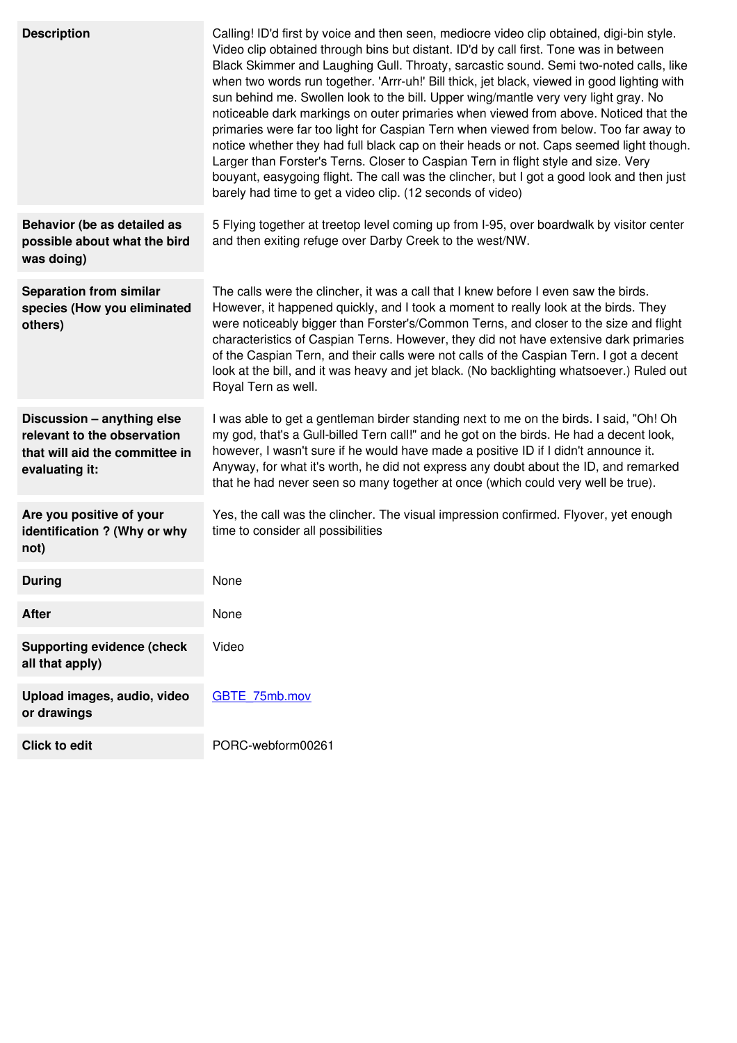| | |
|---|---|
| **Description** | Calling! ID'd first by voice and then seen, mediocre video clip obtained, digi-bin style. Video clip obtained through bins but distant. ID'd by call first. Tone was in between Black Skimmer and Laughing Gull. Throaty, sarcastic sound. Semi two-noted calls, like when two words run together. 'Arrr-uh!' Bill thick, jet black, viewed in good lighting with sun behind me. Swollen look to the bill. Upper wing/mantle very very light gray. No noticeable dark markings on outer primaries when viewed from above. Noticed that the primaries were far too light for Caspian Tern when viewed from below. Too far away to notice whether they had full black cap on their heads or not. Caps seemed light though. Larger than Forster's Terns. Closer to Caspian Tern in flight style and size. Very bouyant, easygoing flight. The call was the clincher, but I got a good look and then just barely had time to get a video clip. (12 seconds of video) |
| **Behavior (be as detailed as possible about what the bird was doing)** | 5 Flying together at treetop level coming up from I-95, over boardwalk by visitor center and then exiting refuge over Darby Creek to the west/NW. |
| **Separation from similar species (How you eliminated others)** | The calls were the clincher, it was a call that I knew before I even saw the birds. However, it happened quickly, and I took a moment to really look at the birds. They were noticeably bigger than Forster's/Common Terns, and closer to the size and flight characteristics of Caspian Terns. However, they did not have extensive dark primaries of the Caspian Tern, and their calls were not calls of the Caspian Tern. I got a decent look at the bill, and it was heavy and jet black. (No backlighting whatsoever.) Ruled out Royal Tern as well. |
| **Discussion – anything else relevant to the observation that will aid the committee in evaluating it:** | I was able to get a gentleman birder standing next to me on the birds. I said, "Oh! Oh my god, that's a Gull-billed Tern call!" and he got on the birds. He had a decent look, however, I wasn't sure if he would have made a positive ID if I didn't announce it. Anyway, for what it's worth, he did not express any doubt about the ID, and remarked that he had never seen so many together at once (which could very well be true). |
| **Are you positive of your identification ? (Why or why not)** | Yes, the call was the clincher. The visual impression confirmed. Flyover, yet enough time to consider all possibilities |
| **During** | None |
| **After** | None |
| **Supporting evidence (check all that apply)** | Video |
| **Upload images, audio, video or drawings** | GBTE_75mb.mov |
| **Click to edit** | PORC-webform00261 |